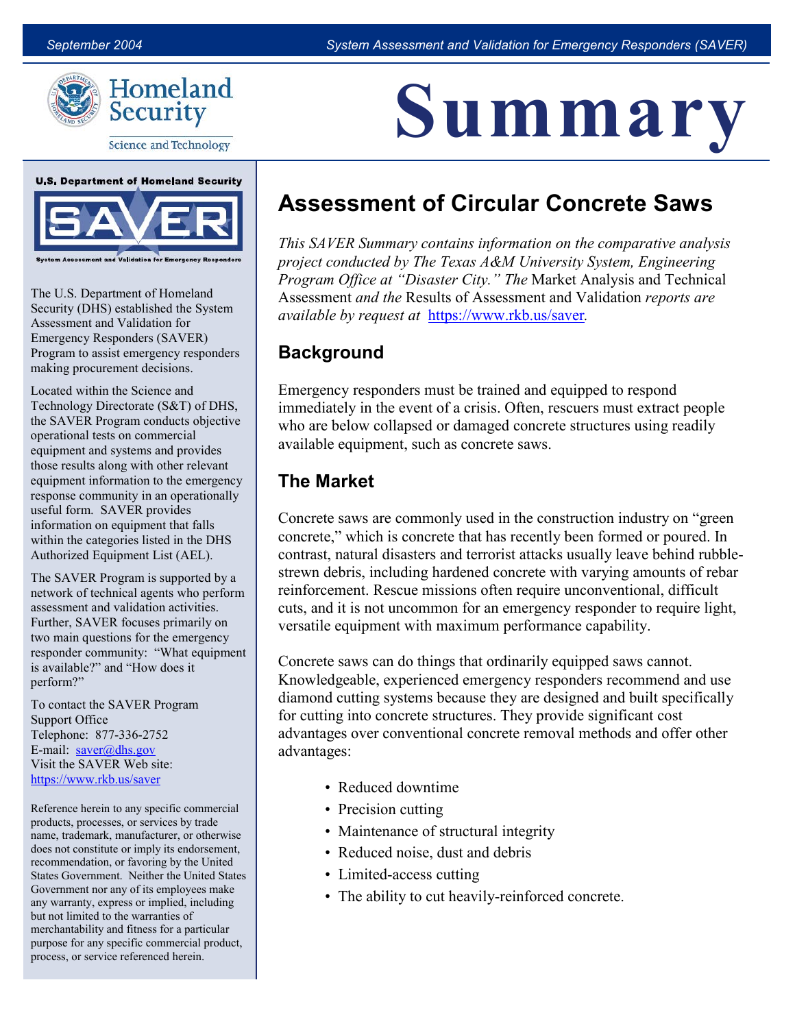# Summary

## Assessment of Circular Concrete Saws

*This SAVER Summary contains information on the comparative analysis project conducted by The Texas A&M University System, Engineering Program Office at "Disaster City." The* Market Analysis and Technical Assessment *and the* Results of Assessment and Validation *reports are available by request at* https://www.rkb.us/saver.

### Background

Emergency responders must be trained and equipped to respond immediately in the event of a crisis. Often, rescuers must extract people who are below collapsed or damaged concrete structures using readily available equipment, such as concrete saws.

### The Market

Concrete saws are commonly used in the construction industry on "green concrete," which is concrete that has recently been formed or poured. In contrast, natural disasters and terrorist attacks usually leave behind rubble-strewn debris, including hardened concrete with varying amounts of rebar reinforcement. Rescue missions often require unconventional, difficult cuts, and it is not uncommon for an emergency responder to require light, versatile equipment with maximum performance capability.

Concrete saws can do things that ordinarily equipped saws cannot. Knowledgeable, experienced emergency responders recommend and use diamond cutting systems because they are designed and built specifically for cutting into concrete structures. They provide significant cost advantages over conventional concrete removal methods and offer other advantages:

- Reduced downtime
- Precision cutting
- Maintenance of structural integrity
- Reduced noise, dust and debris
- Limited-access cutting
- The ability to cut heavily-reinforced concrete.

---

U.S. Department of Homeland Security

SAVER — System Assessment and Validation for Emergency Responders

The U.S. Department of Homeland Security (DHS) established the System Assessment and Validation for Emergency Responders (SAVER) Program to assist emergency responders making procurement decisions.

Located within the Science and Technology Directorate (S&T) of DHS, the SAVER Program conducts objective operational tests on commercial equipment and systems and provides those results along with other relevant equipment information to the emergency response community in an operationally useful form. SAVER provides information on equipment that falls within the categories listed in the DHS Authorized Equipment List (AEL).

The SAVER Program is supported by a network of technical agents who perform assessment and validation activities. Further, SAVER focuses primarily on two main questions for the emergency responder community: "What equipment is available?" and "How does it perform?"

To contact the SAVER Program Support Office
Telephone: 877-336-2752
E-mail: saver@dhs.gov
Visit the SAVER Web site:
https://www.rkb.us/saver

Reference herein to any specific commercial products, processes, or services by trade name, trademark, manufacturer, or otherwise does not constitute or imply its endorsement, recommendation, or favoring by the United States Government. Neither the United States Government nor any of its employees make any warranty, express or implied, including but not limited to the warranties of merchantability and fitness for a particular purpose for any specific commercial product, process, or service referenced herein.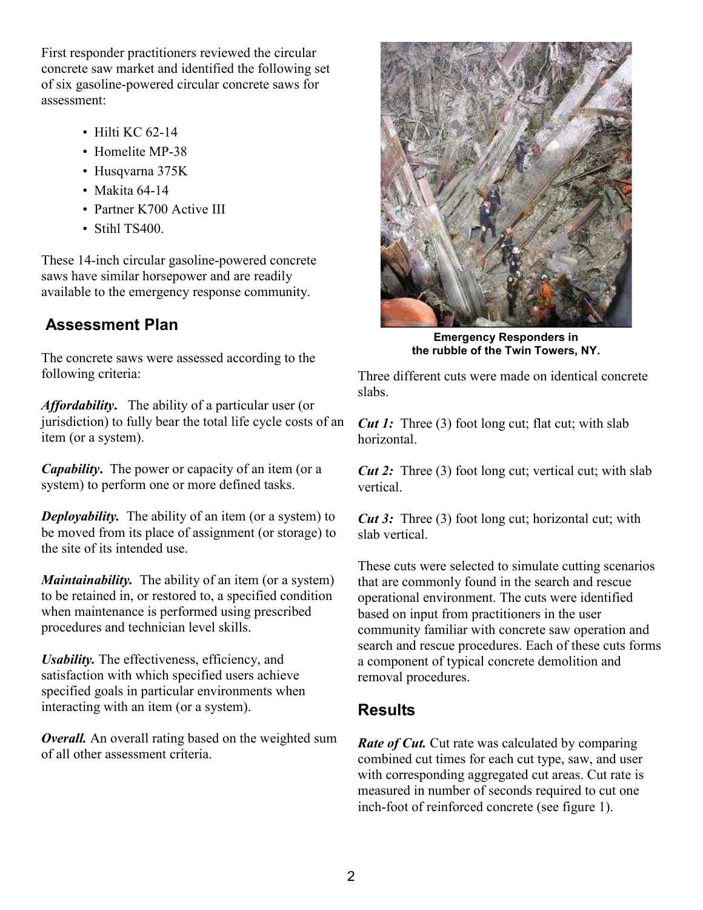First responder practitioners reviewed the circular concrete saw market and identified the following set of six gasoline-powered circular concrete saws for assessment:

- Hilti KC 62-14
- Homelite MP-38
- Husqvarna 375K
- Makita 64-14
- Partner K700 Active III
- Stihl TS400.

These 14-inch circular gasoline-powered concrete saws have similar horsepower and are readily available to the emergency response community.

## Assessment Plan

The concrete saws were assessed according to the following criteria:

***Affordability***. The ability of a particular user (or jurisdiction) to fully bear the total life cycle costs of an item (or a system).

***Capability***. The power or capacity of an item (or a system) to perform one or more defined tasks.

***Deployability.*** The ability of an item (or a system) to be moved from its place of assignment (or storage) to the site of its intended use.

***Maintainability.*** The ability of an item (or a system) to be retained in, or restored to, a specified condition when maintenance is performed using prescribed procedures and technician level skills.

***Usability.*** The effectiveness, efficiency, and satisfaction with which specified users achieve specified goals in particular environments when interacting with an item (or a system).

***Overall.*** An overall rating based on the weighted sum of all other assessment criteria.

**Emergency Responders in the rubble of the Twin Towers, NY.**

Three different cuts were made on identical concrete slabs.

***Cut 1:*** Three (3) foot long cut; flat cut; with slab horizontal.

***Cut 2:*** Three (3) foot long cut; vertical cut; with slab vertical.

***Cut 3:*** Three (3) foot long cut; horizontal cut; with slab vertical.

These cuts were selected to simulate cutting scenarios that are commonly found in the search and rescue operational environment. The cuts were identified based on input from practitioners in the user community familiar with concrete saw operation and search and rescue procedures. Each of these cuts forms a component of typical concrete demolition and removal procedures.

## Results

***Rate of Cut.*** Cut rate was calculated by comparing combined cut times for each cut type, saw, and user with corresponding aggregated cut areas. Cut rate is measured in number of seconds required to cut one inch-foot of reinforced concrete (see figure 1).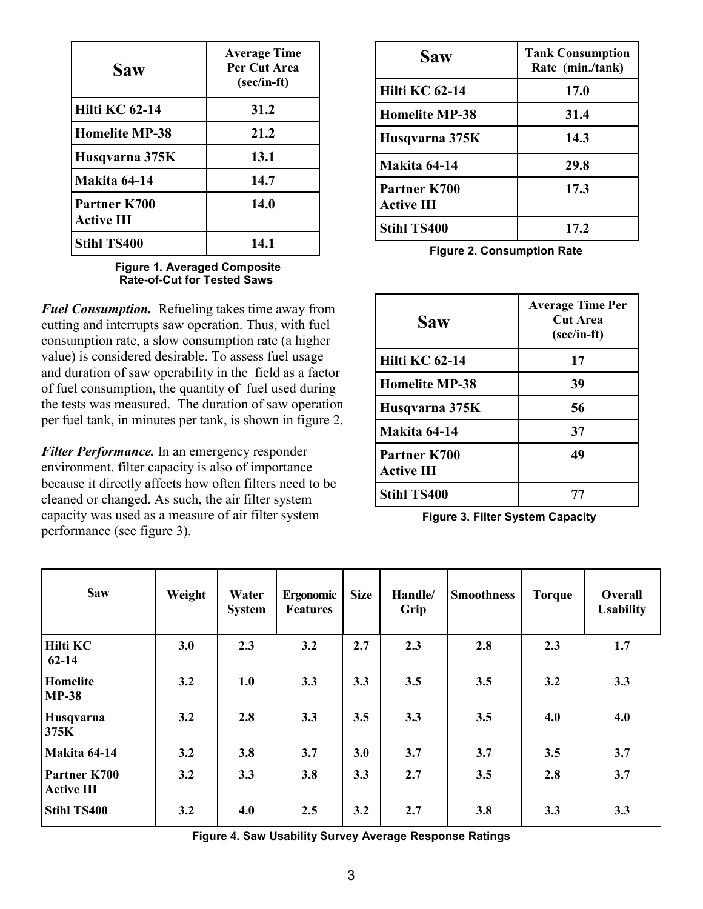| Saw | Average Time Per Cut Area (sec/in-ft) |
|---|---|
| Hilti KC 62-14 | 31.2 |
| Homelite MP-38 | 21.2 |
| Husqvarna 375K | 13.1 |
| Makita 64-14 | 14.7 |
| Partner K700 Active III | 14.0 |
| Stihl TS400 | 14.1 |

**Figure 1. Averaged Composite Rate-of-Cut for Tested Saws**

***Fuel Consumption.*** Refueling takes time away from cutting and interrupts saw operation. Thus, with fuel consumption rate, a slow consumption rate (a higher value) is considered desirable. To assess fuel usage and duration of saw operability in the field as a factor of fuel consumption, the quantity of fuel used during the tests was measured. The duration of saw operation per fuel tank, in minutes per tank, is shown in figure 2.

***Filter Performance.*** In an emergency responder environment, filter capacity is also of importance because it directly affects how often filters need to be cleaned or changed. As such, the air filter system capacity was used as a measure of air filter system performance (see figure 3).

| Saw | Tank Consumption Rate (min./tank) |
|---|---|
| Hilti KC 62-14 | 17.0 |
| Homelite MP-38 | 31.4 |
| Husqvarna 375K | 14.3 |
| Makita 64-14 | 29.8 |
| Partner K700 Active III | 17.3 |
| Stihl TS400 | 17.2 |

**Figure 2. Consumption Rate**

| Saw | Average Time Per Cut Area (sec/in-ft) |
|---|---|
| Hilti KC 62-14 | 17 |
| Homelite MP-38 | 39 |
| Husqvarna 375K | 56 |
| Makita 64-14 | 37 |
| Partner K700 Active III | 49 |
| Stihl TS400 | 77 |

**Figure 3. Filter System Capacity**

| Saw | Weight | Water System | Ergonomic Features | Size | Handle/ Grip | Smoothness | Torque | Overall Usability |
|---|---|---|---|---|---|---|---|---|
| Hilti KC 62-14 | 3.0 | 2.3 | 3.2 | 2.7 | 2.3 | 2.8 | 2.3 | 1.7 |
| Homelite MP-38 | 3.2 | 1.0 | 3.3 | 3.3 | 3.5 | 3.5 | 3.2 | 3.3 |
| Husqvarna 375K | 3.2 | 2.8 | 3.3 | 3.5 | 3.3 | 3.5 | 4.0 | 4.0 |
| Makita 64-14 | 3.2 | 3.8 | 3.7 | 3.0 | 3.7 | 3.7 | 3.5 | 3.7 |
| Partner K700 Active III | 3.2 | 3.3 | 3.8 | 3.3 | 2.7 | 3.5 | 2.8 | 3.7 |
| Stihl TS400 | 3.2 | 4.0 | 2.5 | 3.2 | 2.7 | 3.8 | 3.3 | 3.3 |

**Figure 4. Saw Usability Survey Average Response Ratings**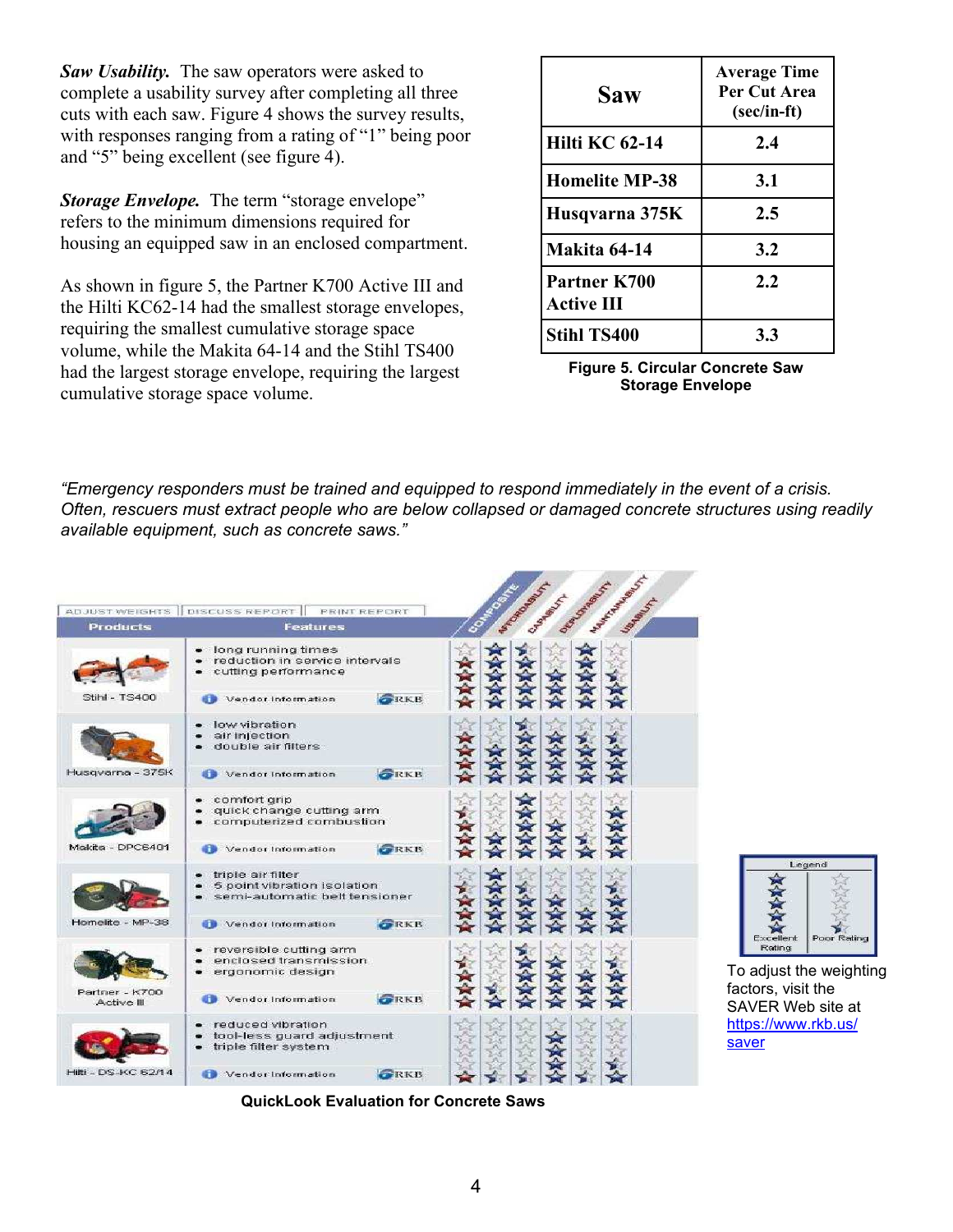***Saw Usability.*** The saw operators were asked to complete a usability survey after completing all three cuts with each saw. Figure 4 shows the survey results, with responses ranging from a rating of "1" being poor and "5" being excellent (see figure 4).

***Storage Envelope.*** The term "storage envelope" refers to the minimum dimensions required for housing an equipped saw in an enclosed compartment.

As shown in figure 5, the Partner K700 Active III and the Hilti KC62-14 had the smallest storage envelopes, requiring the smallest cumulative storage space volume, while the Makita 64-14 and the Stihl TS400 had the largest storage envelope, requiring the largest cumulative storage space volume.

| Saw | Average Time Per Cut Area (sec/in-ft) |
|---|---|
| Hilti KC 62-14 | 2.4 |
| Homelite MP-38 | 3.1 |
| Husqvarna 375K | 2.5 |
| Makita 64-14 | 3.2 |
| Partner K700 Active III | 2.2 |
| Stihl TS400 | 3.3 |

**Figure 5. Circular Concrete Saw Storage Envelope**

*"Emergency responders must be trained and equipped to respond immediately in the event of a crisis. Often, rescuers must extract people who are below collapsed or damaged concrete structures using readily available equipment, such as concrete saws."*

ADJUST WEIGHTS | DISCUSS REPORT | PRINT REPORT

COMPOSITE AFFORDABILITY CAPABILITY DEPLOYABILITY MAINTAINABILITY USABILITY

| Products | Features |
|---|---|
| Stihl - TS400 | • long running times<br>• reduction in service intervals<br>• cutting performance<br>Vendor Information RKB |
| Husqvarna - 375K | • low vibration<br>• air injection<br>• double air filters<br>Vendor Information RKB |
| Makita - DPC6401 | • comfort grip<br>• quick change cutting arm<br>• computerized combustion<br>Vendor Information RKB |
| Homelite - MP-38 | • triple air filter<br>• 5 point vibration isolation<br>• semi-automatic belt tensioner<br>Vendor Information RKB |
| Partner - K700 Active II | • reversible cutting arm<br>• enclosed transmission<br>• ergonomic design<br>Vendor Information RKB |
| Hilti - DS-KC 62/14 | • reduced vibration<br>• tool-less guard adjustment<br>• triple filter system<br>Vendor Information RKB |

**QuickLook Evaluation for Concrete Saws**

Legend

Excellent Rating

Poor Rating

To adjust the weighting factors, visit the SAVER Web site at https://www.rkb.us/saver